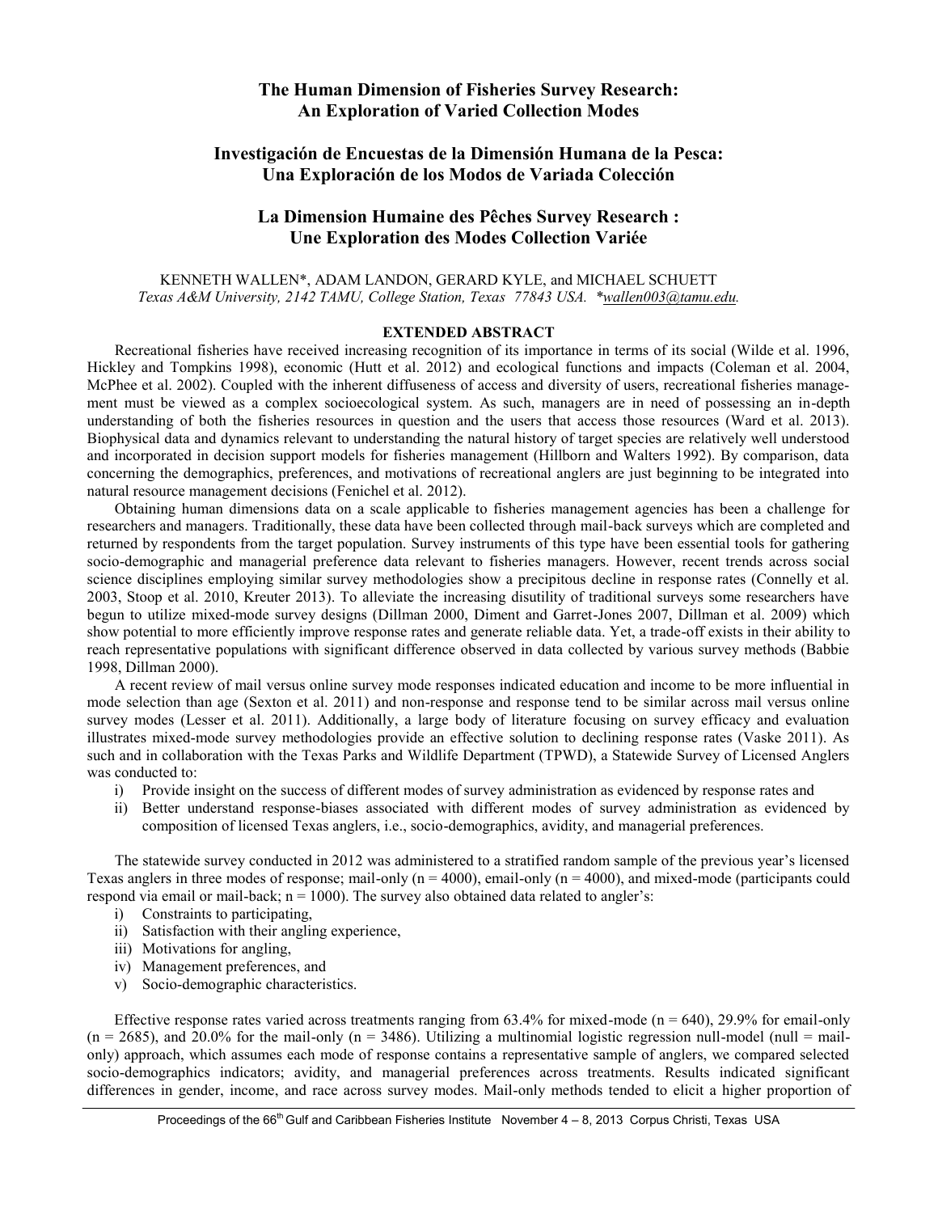# The Human Dimension of Fisheries Survey Research: An Exploration of Varied Collection Modes

# Investigación de Encuestas de la Dimensión Humana de la Pesca: Una Exploración de los Modos de Variada Colección

# La Dimension Humaine des Pêches Survey Research : Une Exploration des Modes Collection Variée

KENNETH WALLEN*, ADAM LANDON, GERARD KYLE, and MICHAEL SCHUETT
*Texas A&M University, 2142 TAMU, College Station, Texas 77843 USA. *wallen003@tamu.edu.*

## EXTENDED ABSTRACT

Recreational fisheries have received increasing recognition of its importance in terms of its social (Wilde et al. 1996, Hickley and Tompkins 1998), economic (Hutt et al. 2012) and ecological functions and impacts (Coleman et al. 2004, McPhee et al. 2002). Coupled with the inherent diffuseness of access and diversity of users, recreational fisheries management must be viewed as a complex socioecological system. As such, managers are in need of possessing an in-depth understanding of both the fisheries resources in question and the users that access those resources (Ward et al. 2013). Biophysical data and dynamics relevant to understanding the natural history of target species are relatively well understood and incorporated in decision support models for fisheries management (Hillborn and Walters 1992). By comparison, data concerning the demographics, preferences, and motivations of recreational anglers are just beginning to be integrated into natural resource management decisions (Fenichel et al. 2012).

Obtaining human dimensions data on a scale applicable to fisheries management agencies has been a challenge for researchers and managers. Traditionally, these data have been collected through mail-back surveys which are completed and returned by respondents from the target population. Survey instruments of this type have been essential tools for gathering socio-demographic and managerial preference data relevant to fisheries managers. However, recent trends across social science disciplines employing similar survey methodologies show a precipitous decline in response rates (Connelly et al. 2003, Stoop et al. 2010, Kreuter 2013). To alleviate the increasing disutility of traditional surveys some researchers have begun to utilize mixed-mode survey designs (Dillman 2000, Diment and Garret-Jones 2007, Dillman et al. 2009) which show potential to more efficiently improve response rates and generate reliable data. Yet, a trade-off exists in their ability to reach representative populations with significant difference observed in data collected by various survey methods (Babbie 1998, Dillman 2000).

A recent review of mail versus online survey mode responses indicated education and income to be more influential in mode selection than age (Sexton et al. 2011) and non-response and response tend to be similar across mail versus online survey modes (Lesser et al. 2011). Additionally, a large body of literature focusing on survey efficacy and evaluation illustrates mixed-mode survey methodologies provide an effective solution to declining response rates (Vaske 2011). As such and in collaboration with the Texas Parks and Wildlife Department (TPWD), a Statewide Survey of Licensed Anglers was conducted to:

i) Provide insight on the success of different modes of survey administration as evidenced by response rates and
ii) Better understand response-biases associated with different modes of survey administration as evidenced by composition of licensed Texas anglers, i.e., socio-demographics, avidity, and managerial preferences.

The statewide survey conducted in 2012 was administered to a stratified random sample of the previous year's licensed Texas anglers in three modes of response; mail-only (n = 4000), email-only (n = 4000), and mixed-mode (participants could respond via email or mail-back; n = 1000). The survey also obtained data related to angler's:

i) Constraints to participating,
ii) Satisfaction with their angling experience,
iii) Motivations for angling,
iv) Management preferences, and
v) Socio-demographic characteristics.

Effective response rates varied across treatments ranging from 63.4% for mixed-mode (n = 640), 29.9% for email-only (n = 2685), and 20.0% for the mail-only (n = 3486). Utilizing a multinomial logistic regression null-model (null = mail-only) approach, which assumes each mode of response contains a representative sample of anglers, we compared selected socio-demographics indicators; avidity, and managerial preferences across treatments. Results indicated significant differences in gender, income, and race across survey modes. Mail-only methods tended to elicit a higher proportion of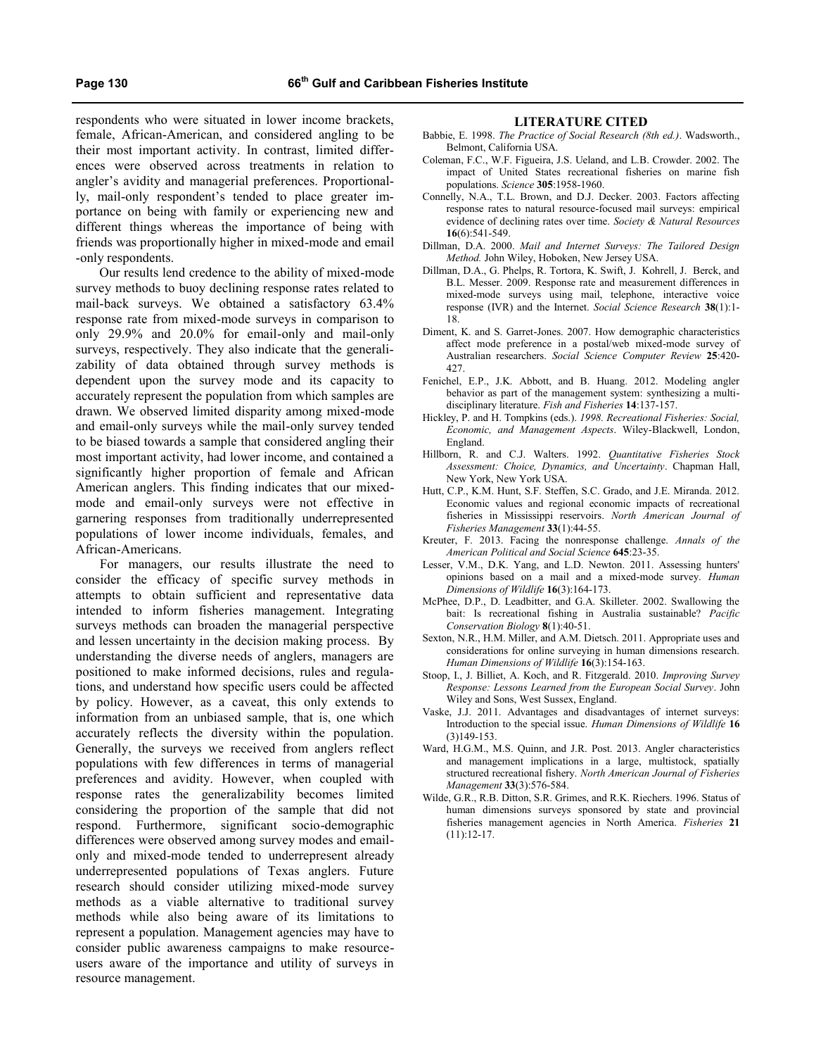respondents who were situated in lower income brackets, female, African-American, and considered angling to be their most important activity. In contrast, limited differences were observed across treatments in relation to angler's avidity and managerial preferences. Proportionally, mail-only respondent's tended to place greater importance on being with family or experiencing new and different things whereas the importance of being with friends was proportionally higher in mixed-mode and email-only respondents.

Our results lend credence to the ability of mixed-mode survey methods to buoy declining response rates related to mail-back surveys. We obtained a satisfactory 63.4% response rate from mixed-mode surveys in comparison to only 29.9% and 20.0% for email-only and mail-only surveys, respectively. They also indicate that the generalizability of data obtained through survey methods is dependent upon the survey mode and its capacity to accurately represent the population from which samples are drawn. We observed limited disparity among mixed-mode and email-only surveys while the mail-only survey tended to be biased towards a sample that considered angling their most important activity, had lower income, and contained a significantly higher proportion of female and African American anglers. This finding indicates that our mixed-mode and email-only surveys were not effective in garnering responses from traditionally underrepresented populations of lower income individuals, females, and African-Americans.

For managers, our results illustrate the need to consider the efficacy of specific survey methods in attempts to obtain sufficient and representative data intended to inform fisheries management. Integrating surveys methods can broaden the managerial perspective and lessen uncertainty in the decision making process. By understanding the diverse needs of anglers, managers are positioned to make informed decisions, rules and regulations, and understand how specific users could be affected by policy. However, as a caveat, this only extends to information from an unbiased sample, that is, one which accurately reflects the diversity within the population. Generally, the surveys we received from anglers reflect populations with few differences in terms of managerial preferences and avidity. However, when coupled with response rates the generalizability becomes limited considering the proportion of the sample that did not respond. Furthermore, significant socio-demographic differences were observed among survey modes and email-only and mixed-mode tended to underrepresent already underrepresented populations of Texas anglers. Future research should consider utilizing mixed-mode survey methods as a viable alternative to traditional survey methods while also being aware of its limitations to represent a population. Management agencies may have to consider public awareness campaigns to make resource-users aware of the importance and utility of surveys in resource management.

## LITERATURE CITED

Babbie, E. 1998. *The Practice of Social Research (8th ed.)*. Wadsworth., Belmont, California USA.

Coleman, F.C., W.F. Figueira, J.S. Ueland, and L.B. Crowder. 2002. The impact of United States recreational fisheries on marine fish populations. *Science* **305**:1958-1960.

Connelly, N.A., T.L. Brown, and D.J. Decker. 2003. Factors affecting response rates to natural resource-focused mail surveys: empirical evidence of declining rates over time. *Society & Natural Resources* **16**(6):541-549.

Dillman, D.A. 2000. *Mail and Internet Surveys: The Tailored Design Method.* John Wiley, Hoboken, New Jersey USA.

Dillman, D.A., G. Phelps, R. Tortora, K. Swift, J. Kohrell, J. Berck, and B.L. Messer. 2009. Response rate and measurement differences in mixed-mode surveys using mail, telephone, interactive voice response (IVR) and the Internet. *Social Science Research* **38**(1):1-18.

Diment, K. and S. Garret-Jones. 2007. How demographic characteristics affect mode preference in a postal/web mixed-mode survey of Australian researchers. *Social Science Computer Review* **25**:420-427.

Fenichel, E.P., J.K. Abbott, and B. Huang. 2012. Modeling angler behavior as part of the management system: synthesizing a multi-disciplinary literature. *Fish and Fisheries* **14**:137-157.

Hickley, P. and H. Tompkins (eds.). *1998. Recreational Fisheries: Social, Economic, and Management Aspects*. Wiley-Blackwell, London, England.

Hillborn, R. and C.J. Walters. 1992. *Quantitative Fisheries Stock Assessment: Choice, Dynamics, and Uncertainty*. Chapman Hall, New York, New York USA.

Hutt, C.P., K.M. Hunt, S.F. Steffen, S.C. Grado, and J.E. Miranda. 2012. Economic values and regional economic impacts of recreational fisheries in Mississippi reservoirs. *North American Journal of Fisheries Management* **33**(1):44-55.

Kreuter, F. 2013. Facing the nonresponse challenge. *Annals of the American Political and Social Science* **645**:23-35.

Lesser, V.M., D.K. Yang, and L.D. Newton. 2011. Assessing hunters' opinions based on a mail and a mixed-mode survey. *Human Dimensions of Wildlife* **16**(3):164-173.

McPhee, D.P., D. Leadbitter, and G.A. Skilleter. 2002. Swallowing the bait: Is recreational fishing in Australia sustainable? *Pacific Conservation Biology* **8**(1):40-51.

Sexton, N.R., H.M. Miller, and A.M. Dietsch. 2011. Appropriate uses and considerations for online surveying in human dimensions research. *Human Dimensions of Wildlife* **16**(3):154-163.

Stoop, I., J. Billiet, A. Koch, and R. Fitzgerald. 2010. *Improving Survey Response: Lessons Learned from the European Social Survey*. John Wiley and Sons, West Sussex, England.

Vaske, J.J. 2011. Advantages and disadvantages of internet surveys: Introduction to the special issue. *Human Dimensions of Wildlife* **16** (3)149-153.

Ward, H.G.M., M.S. Quinn, and J.R. Post. 2013. Angler characteristics and management implications in a large, multistock, spatially structured recreational fishery. *North American Journal of Fisheries Management* **33**(3):576-584.

Wilde, G.R., R.B. Ditton, S.R. Grimes, and R.K. Riechers. 1996. Status of human dimensions surveys sponsored by state and provincial fisheries management agencies in North America. *Fisheries* **21** (11):12-17.